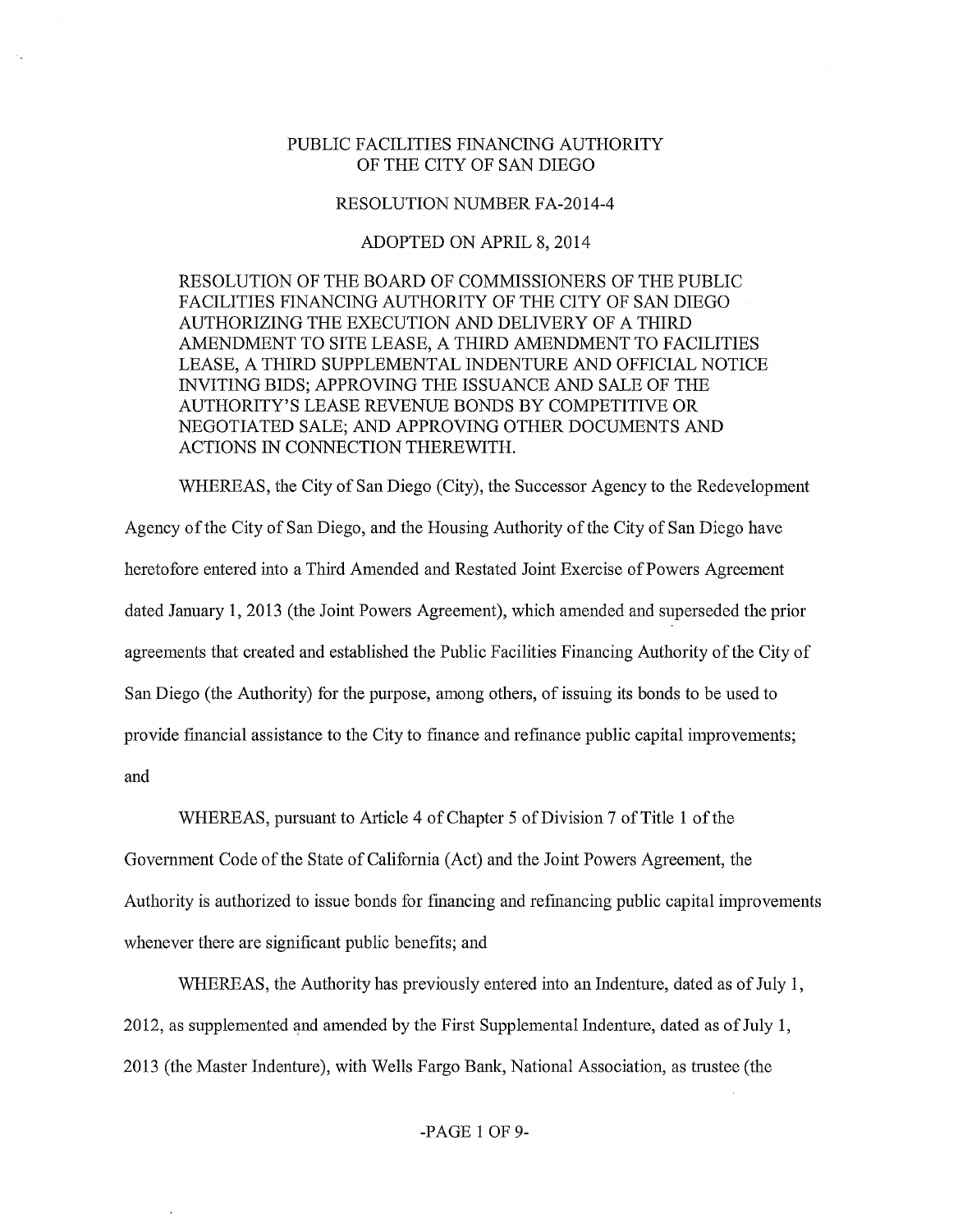# PUBLIC FACILITIES FINANCING AUTHORITY OF THE CITY OF SAN DIEGO

## RESOLUTION NUMBER FA-2014-4

## ADOPTED ON APRIL 8, 2014

RESOLUTION OF THE BOARD OF COMMISSIONERS OF THE PUBLIC FACILITIES FINANCING AUTHORITY OF THE CITY OF SAN DIEGO AUTHORIZING THE EXECUTION AND DELIVERY OF A THIRD AMENDMENT TO SITE LEASE, A THIRD AMENDMENT TO FACILITIES LEASE, A THIRD SUPPLEMENTAL INDENTURE AND OFFICIAL NOTICE INVITING BIDS; APPROVING THE ISSUANCE AND SALE OF THE AUTHORITY'S LEASE REVENUE BONDS BY COMPETITIVE OR NEGOTIATED SALE; AND APPROVING OTHER DOCUMENTS AND ACTIONS IN CONNECTION THEREWITH.

WHEREAS, the City of San Diego (City), the Successor Agency to the Redevelopment Agency of the City of San Diego, and the Housing Authority of the City of San Diego have heretofore entered into a Third Amended and Restated Joint Exercise of Powers Agreement dated January 1, 2013 (the Joint Powers Agreement), which amended and superseded the prior agreements that created and established the Public Facilities Financing Authority of the City of San Diego (the Authority) for the purpose, among others, of issuing its bonds to be used to provide financial assistance to the City to finance and refinance public capital improvements; and

WHEREAS, pursuant to Article 4 of Chapter 5 of Division 7 of Title 1 of the Government Code of the State of California (Act) and the Joint Powers Agreement, the Authority is authorized to issue bonds for financing and refinancing public capital improvements whenever there are significant public benefits; and

WHEREAS, the Authority has previously entered into an Indenture, dated as of July 1, 2012, as supplemented and amended by the First Supplemental Indenture, dated as of July 1, 2013 (the Master Indenture), with Wells Fargo Bank, National Association, as trustee (the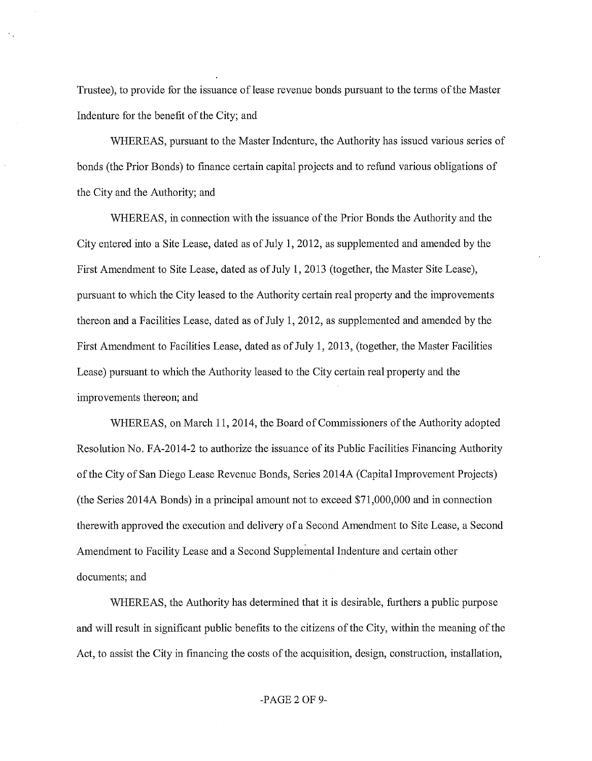Trustee), to provide for the issuance of lease revenue bonds pursuant to the terms of the Master Indenture for the benefit of the City; and

WHEREAS, pursuant to the Master Indenture, the Authority has issued various series of bonds (the Prior Bonds) to finance certain capital projects and to refund various obligations of the City and the Authority; and

WHEREAS, in connection with the issuance of the Prior Bonds the Authority and the City entered into a Site Lease, dated as of July 1, 2012, as supplemented and amended by the First Amendment to Site Lease, dated as of July 1, 2013 (together, the Master Site Lease), pursuant to which the City leased to the Authority certain real property and the improvements thereon and a Facilities Lease, dated as of July 1, 2012, as supplemented and amended by the First Amendment to Facilities Lease, dated as of July 1, 2013, (together, the Master Facilities Lease) pursuant to which the Authority leased to the City certain real property and the improvements thereon; and

WHEREAS, on March 11, 2014, the Board of Commissioners of the Authority adopted Resolution No. FA-2014-2 to authorize the issuance of its Public Facilities Financing Authority of the City of San Diego Lease Revenue Bonds, Series 2014A (Capital Improvement Projects) (the Series 2014A Bonds) in a principal amount not to exceed $71,000,000 and in connection therewith approved the execution and delivery of a Second Amendment to Site Lease, a Second Amendment to Facility Lease and a Second Supplemental Indenture and certain other documents; and

WHEREAS, the Authority has determined that it is desirable, furthers a public purpose and will result in significant public benefits to the citizens of the City, within the meaning of the Act, to assist the City in financing the costs of the acquisition, design, construction, installation,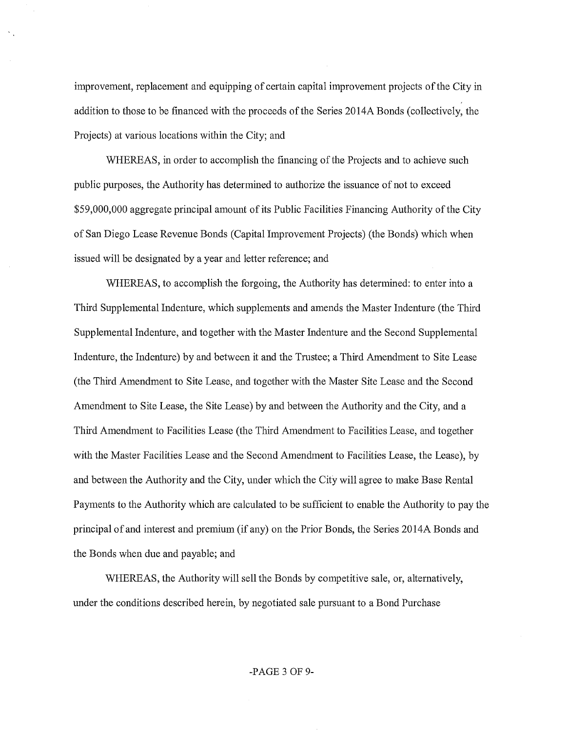improvement, replacement and equipping of certain capital improvement projects of the City in addition to those to be financed with the proceeds of the Series 2014A Bonds (collectively, the Projects) at various locations within the City; and

WHEREAS, in order to accomplish the financing of the Projects and to achieve such public purposes, the Authority has determined to authorize the issuance of not to exceed $59,000,000 aggregate principal amount of its Public Facilities Financing Authority of the City of San Diego Lease Revenue Bonds (Capital Improvement Projects) (the Bonds) which when issued will be designated by a year and letter reference; and

WHEREAS, to accomplish the forgoing, the Authority has determined: to enter into a Third Supplemental Indenture, which supplements and amends the Master Indenture (the Third Supplemental Indenture, and together with the Master Indenture and the Second Supplemental Indenture, the Indenture) by and between it and the Trustee; a Third Amendment to Site Lease (the Third Amendment to Site Lease, and together with the Master Site Lease and the Second Amendment to Site Lease, the Site Lease) by and between the Authority and the City, and a Third Amendment to Facilities Lease (the Third Amendment to Facilities Lease, and together with the Master Facilities Lease and the Second Amendment to Facilities Lease, the Lease), by and between the Authority and the City, under which the City will agree to make Base Rental Payments to the Authority which are calculated to be sufficient to enable the Authority to pay the principal of and interest and premium (if any) on the Prior Bonds, the Series 2014A Bonds and the Bonds when due and payable; and

WHEREAS, the Authority will sell the Bonds by competitive sale, or, alternatively, under the conditions described herein, by negotiated sale pursuant to a Bond Purchase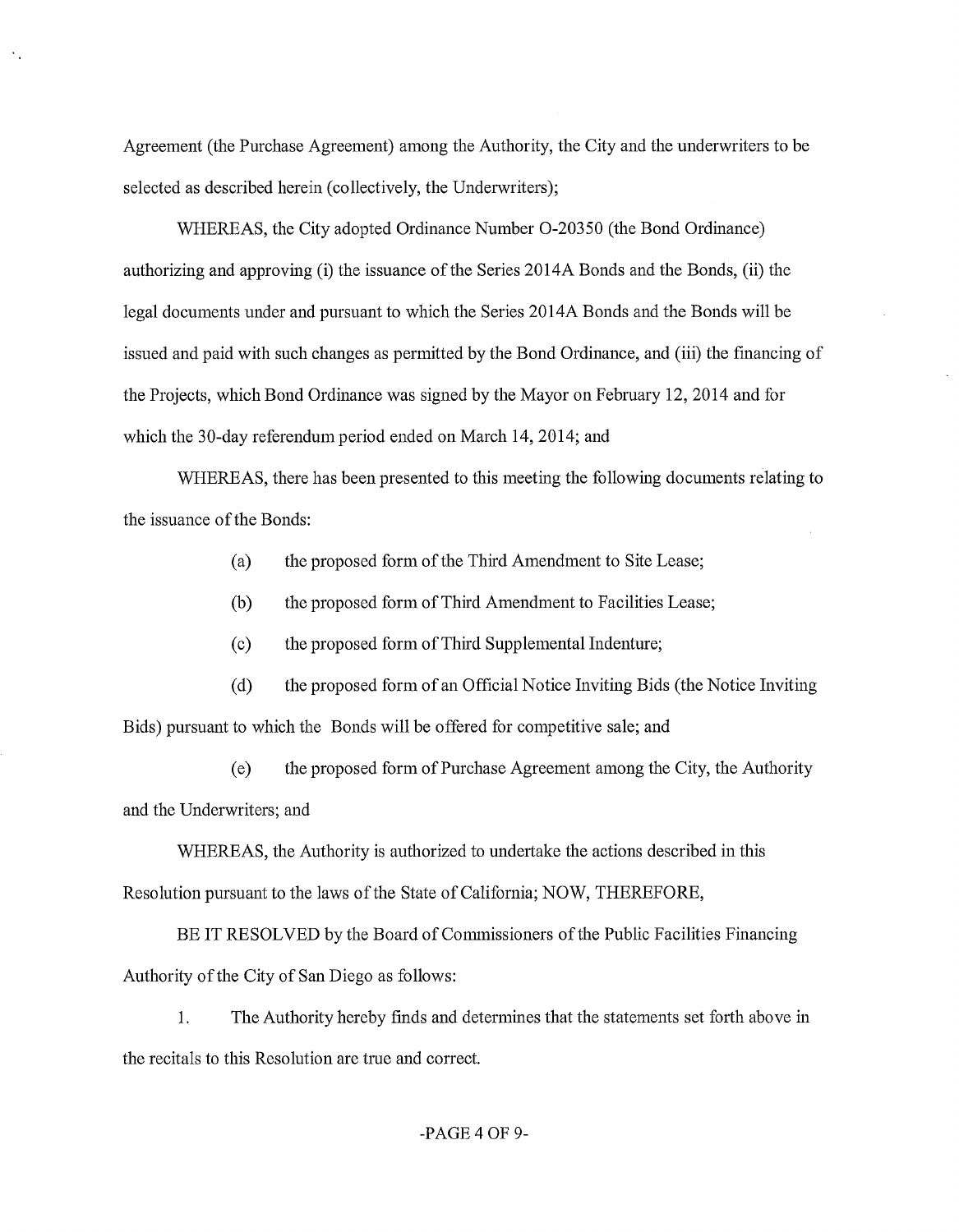Agreement (the Purchase Agreement) among the Authority, the City and the underwriters to be selected as described herein (collectively, the Underwriters);

WHEREAS, the City adopted Ordinance Number O-20350 (the Bond Ordinance) authorizing and approving (i) the issuance of the Series 2014A Bonds and the Bonds, (ii) the legal documents under and pursuant to which the Series 2014A Bonds and the Bonds will be issued and paid with such changes as permitted by the Bond Ordinance, and (iii) the financing of the Projects, which Bond Ordinance was signed by the Mayor on February 12, 2014 and for which the 30-day referendum period ended on March 14, 2014; and

WHEREAS, there has been presented to this meeting the following documents relating to the issuance of the Bonds:

(a) the proposed form of the Third Amendment to Site Lease;

(b) the proposed form of Third Amendment to Facilities Lease;

(c) the proposed form of Third Supplemental Indenture;

(d) the proposed form of an Official Notice Inviting Bids (the Notice Inviting Bids) pursuant to which the Bonds will be offered for competitive sale; and

(e) the proposed form of Purchase Agreement among the City, the Authority and the Underwriters; and

WHEREAS, the Authority is authorized to undertake the actions described in this Resolution pursuant to the laws of the State of California; NOW, THEREFORE,

BE IT RESOLVED by the Board of Commissioners of the Public Facilities Financing Authority of the City of San Diego as follows:

1. The Authority hereby finds and determines that the statements set forth above in the recitals to this Resolution are true and correct.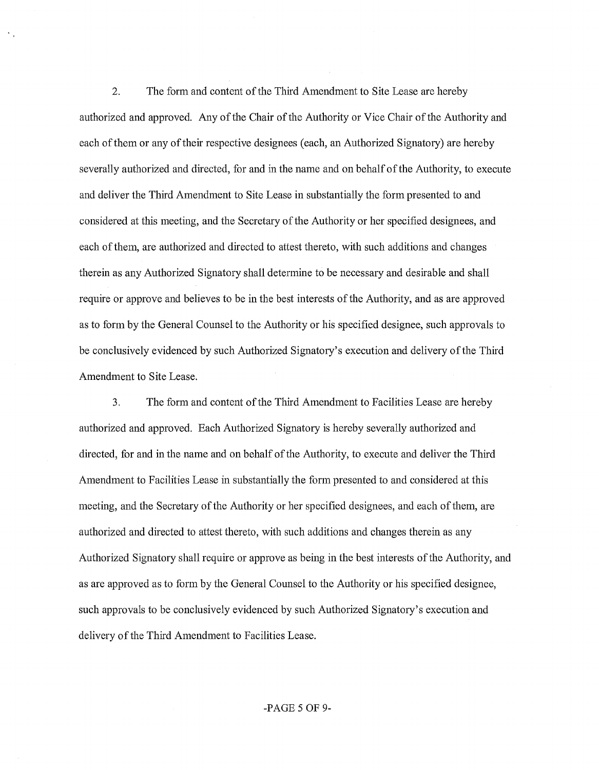2. The form and content of the Third Amendment to Site Lease are hereby authorized and approved. Any of the Chair of the Authority or Vice Chair of the Authority and each of them or any of their respective designees (each, an Authorized Signatory) are hereby severally authorized and directed, for and in the name and on behalf of the Authority, to execute and deliver the Third Amendment to Site Lease in substantially the form presented to and considered at this meeting, and the Secretary of the Authority or her specified designees, and each of them, are authorized and directed to attest thereto, with such additions and changes therein as any Authorized Signatory shall determine to be necessary and desirable and shall require or approve and believes to be in the best interests of the Authority, and as are approved as to form by the General Counsel to the Authority or his specified designee, such approvals to be conclusively evidenced by such Authorized Signatory's execution and delivery of the Third Amendment to Site Lease.

3. The form and content of the Third Amendment to Facilities Lease are hereby authorized and approved. Each Authorized Signatory is hereby severally authorized and directed, for and in the name and on behalf of the Authority, to execute and deliver the Third Amendment to Facilities Lease in substantially the form presented to and considered at this meeting, and the Secretary of the Authority or her specified designees, and each of them, are authorized and directed to attest thereto, with such additions and changes therein as any Authorized Signatory shall require or approve as being in the best interests of the Authority, and as are approved as to form by the General Counsel to the Authority or his specified designee, such approvals to be conclusively evidenced by such Authorized Signatory's execution and delivery of the Third Amendment to Facilities Lease.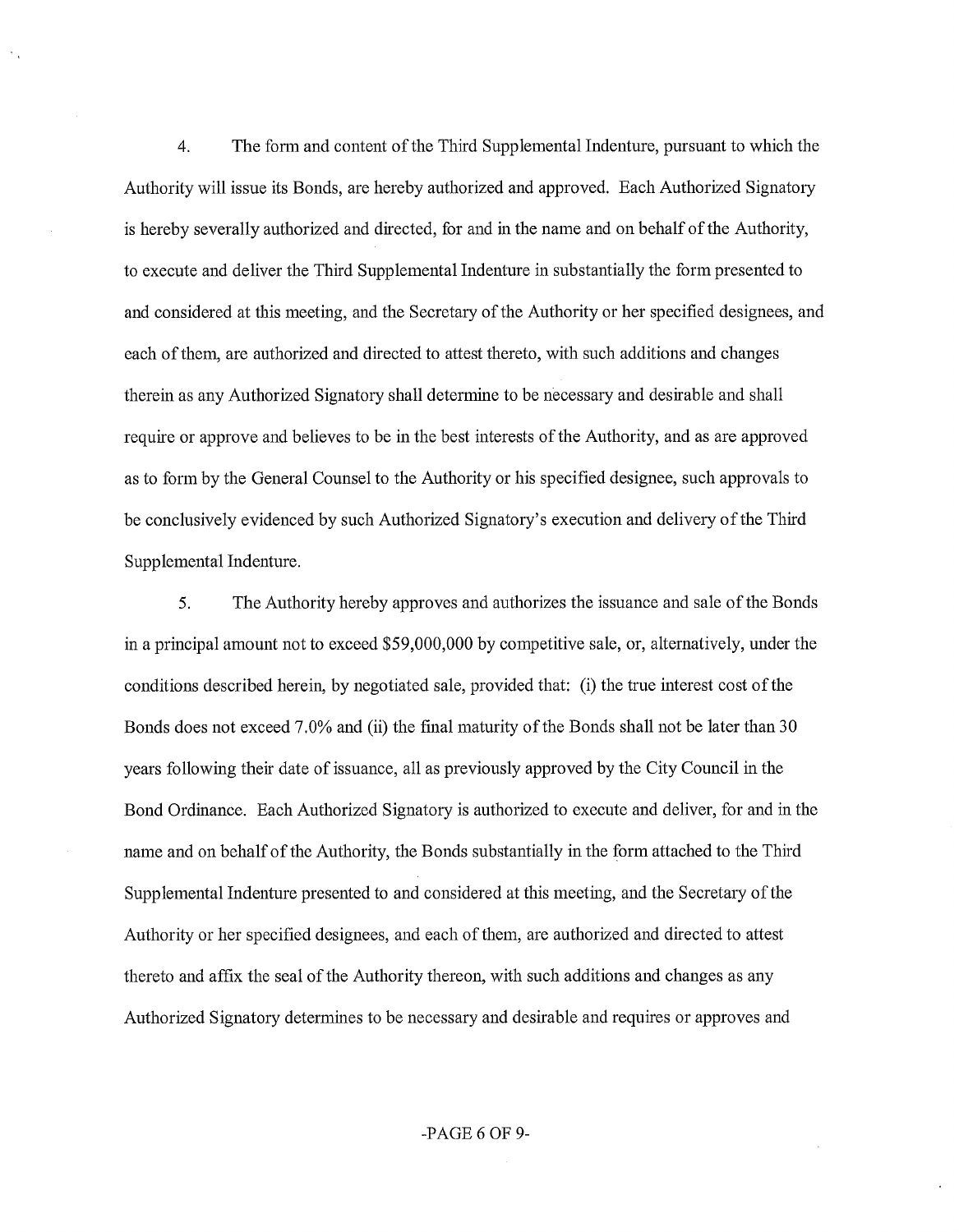4. The form and content of the Third Supplemental Indenture, pursuant to which the Authority will issue its Bonds, are hereby authorized and approved. Each Authorized Signatory is hereby severally authorized and directed, for and in the name and on behalf of the Authority, to execute and deliver the Third Supplemental Indenture in substantially the form presented to and considered at this meeting, and the Secretary of the Authority or her specified designees, and each of them, are authorized and directed to attest thereto, with such additions and changes therein as any Authorized Signatory shall determine to be necessary and desirable and shall require or approve and believes to be in the best interests of the Authority, and as are approved as to form by the General Counsel to the Authority or his specified designee, such approvals to be conclusively evidenced by such Authorized Signatory's execution and delivery of the Third Supplemental Indenture.

5. The Authority hereby approves and authorizes the issuance and sale of the Bonds in a principal amount not to exceed $59,000,000 by competitive sale, or, alternatively, under the conditions described herein, by negotiated sale, provided that: (i) the true interest cost of the Bonds does not exceed 7.0% and (ii) the final maturity of the Bonds shall not be later than 30 years following their date of issuance, all as previously approved by the City Council in the Bond Ordinance. Each Authorized Signatory is authorized to execute and deliver, for and in the name and on behalf of the Authority, the Bonds substantially in the form attached to the Third Supplemental Indenture presented to and considered at this meeting, and the Secretary of the Authority or her specified designees, and each of them, are authorized and directed to attest thereto and affix the seal of the Authority thereon, with such additions and changes as any Authorized Signatory determines to be necessary and desirable and requires or approves and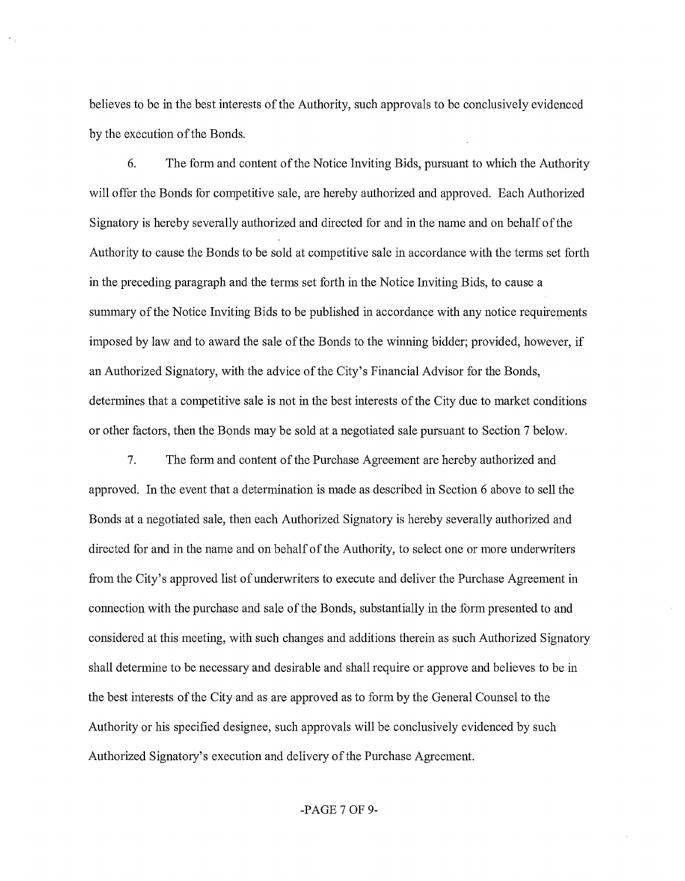believes to be in the best interests of the Authority, such approvals to be conclusively evidenced by the execution of the Bonds.

6. The form and content of the Notice Inviting Bids, pursuant to which the Authority will offer the Bonds for competitive sale, are hereby authorized and approved. Each Authorized Signatory is hereby severally authorized and directed for and in the name and on behalf of the Authority to cause the Bonds to be sold at competitive sale in accordance with the terms set forth in the preceding paragraph and the terms set forth in the Notice Inviting Bids, to cause a summary of the Notice Inviting Bids to be published in accordance with any notice requirements imposed by law and to award the sale of the Bonds to the winning bidder; provided, however, if an Authorized Signatory, with the advice of the City's Financial Advisor for the Bonds, determines that a competitive sale is not in the best interests of the City due to market conditions or other factors, then the Bonds may be sold at a negotiated sale pursuant to Section 7 below.

7. The form and content of the Purchase Agreement are hereby authorized and approved. In the event that a determination is made as described in Section 6 above to sell the Bonds at a negotiated sale, then each Authorized Signatory is hereby severally authorized and directed for and in the name and on behalf of the Authority, to select one or more underwriters from the City's approved list of underwriters to execute and deliver the Purchase Agreement in connection with the purchase and sale of the Bonds, substantially in the form presented to and considered at this meeting, with such changes and additions therein as such Authorized Signatory shall determine to be necessary and desirable and shall require or approve and believes to be in the best interests of the City and as are approved as to form by the General Counsel to the Authority or his specified designee, such approvals will be conclusively evidenced by such Authorized Signatory's execution and delivery of the Purchase Agreement.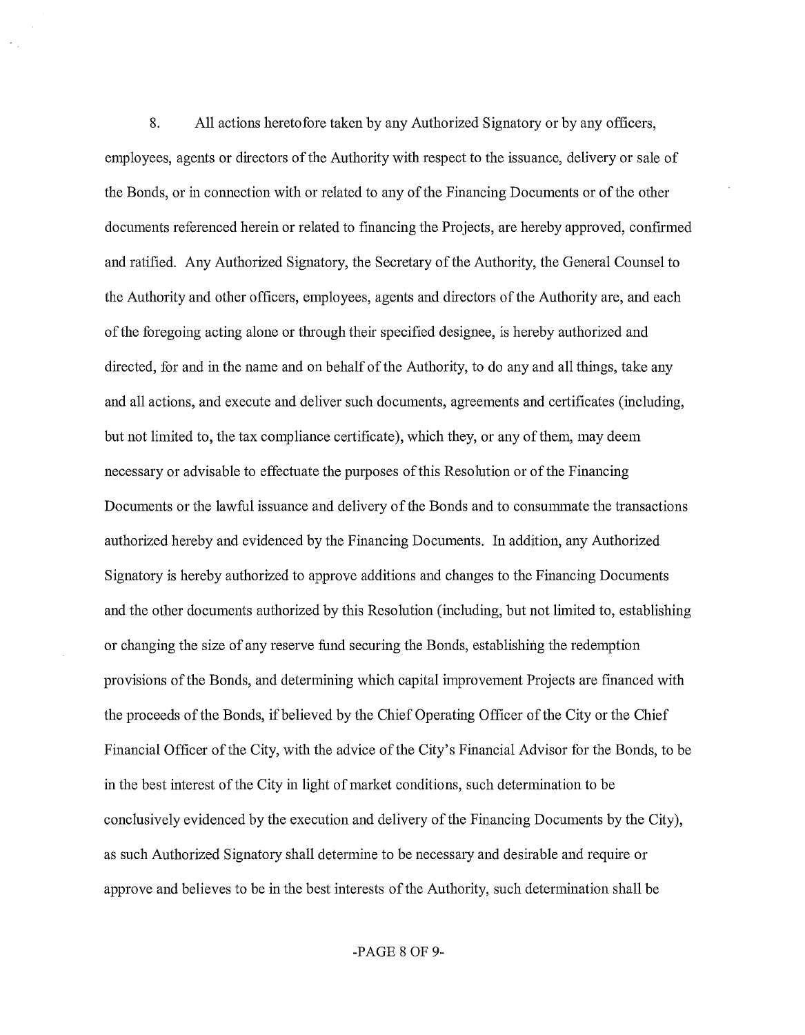8. All actions heretofore taken by any Authorized Signatory or by any officers, employees, agents or directors of the Authority with respect to the issuance, delivery or sale of the Bonds, or in connection with or related to any of the Financing Documents or of the other documents referenced herein or related to financing the Projects, are hereby approved, confirmed and ratified. Any Authorized Signatory, the Secretary of the Authority, the General Counsel to the Authority and other officers, employees, agents and directors of the Authority are, and each of the foregoing acting alone or through their specified designee, is hereby authorized and directed, for and in the name and on behalf of the Authority, to do any and all things, take any and all actions, and execute and deliver such documents, agreements and certificates (including, but not limited to, the tax compliance certificate), which they, or any of them, may deem necessary or advisable to effectuate the purposes of this Resolution or of the Financing Documents or the lawful issuance and delivery of the Bonds and to consummate the transactions authorized hereby and evidenced by the Financing Documents. In addition, any Authorized Signatory is hereby authorized to approve additions and changes to the Financing Documents and the other documents authorized by this Resolution (including, but not limited to, establishing or changing the size of any reserve fund securing the Bonds, establishing the redemption provisions of the Bonds, and determining which capital improvement Projects are financed with the proceeds of the Bonds, if believed by the Chief Operating Officer of the City or the Chief Financial Officer of the City, with the advice of the City's Financial Advisor for the Bonds, to be in the best interest of the City in light of market conditions, such determination to be conclusively evidenced by the execution and delivery of the Financing Documents by the City), as such Authorized Signatory shall determine to be necessary and desirable and require or approve and believes to be in the best interests of the Authority, such determination shall be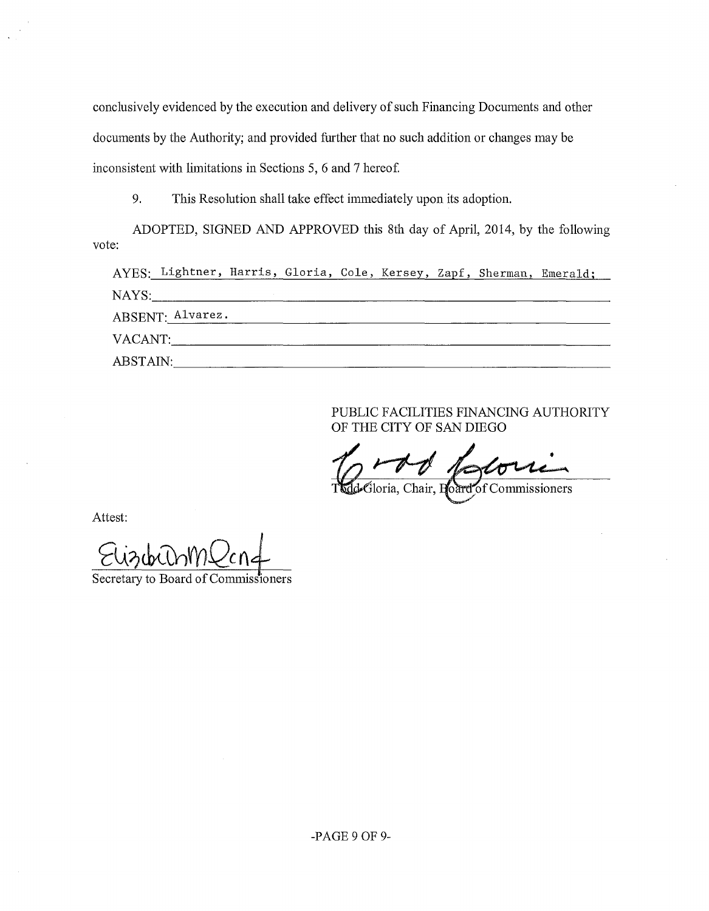conclusively evidenced by the execution and delivery of such Financing Documents and other documents by the Authority; and provided further that no such addition or changes may be inconsistent with limitations in Sections 5, 6 and 7 hereof.

9. This Resolution shall take effect immediately upon its adoption.

ADOPTED, SIGNED AND APPROVED this 8th day of April, 2014, by the following vote:

AYES: Lightner, Harris, Gloria, Cole, Kersey, Zapf, Sherman, Emerald;

NAYS:

ABSENT: Alvarez.

VACANT:

ABSTAIN:

PUBLIC FACILITIES FINANCING AUTHORITY OF THE CITY OF SAN DIEGO

Todd Gloria, Chair, Board of Commissioners

Attest:

Secretary to Board of Commissioners